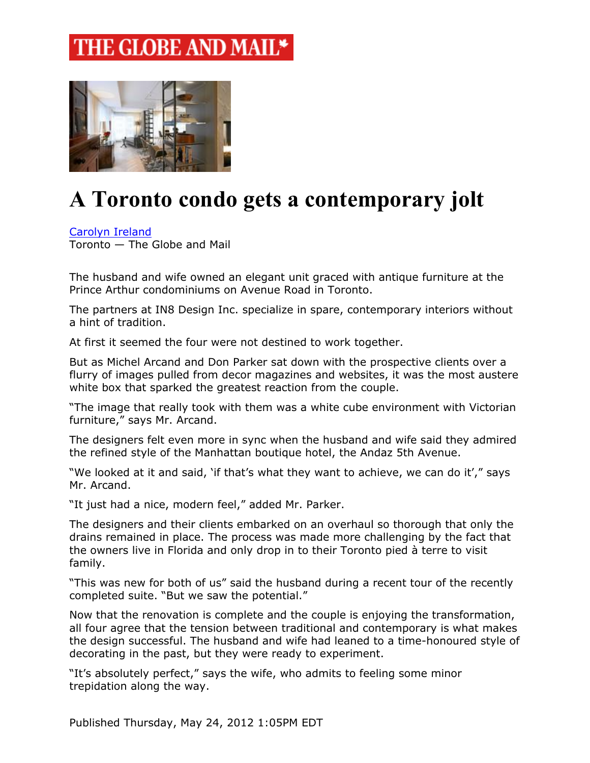THE GLOBE AND MAIL

# A Toronto condo gets a contemporary jolt

Carolyn Ireland
Toronto — The Globe and Mail

The husband and wife owned an elegant unit graced with antique furniture at the Prince Arthur condominiums on Avenue Road in Toronto.

The partners at IN8 Design Inc. specialize in spare, contemporary interiors without a hint of tradition.

At first it seemed the four were not destined to work together.

But as Michel Arcand and Don Parker sat down with the prospective clients over a flurry of images pulled from decor magazines and websites, it was the most austere white box that sparked the greatest reaction from the couple.

"The image that really took with them was a white cube environment with Victorian furniture," says Mr. Arcand.

The designers felt even more in sync when the husband and wife said they admired the refined style of the Manhattan boutique hotel, the Andaz 5th Avenue.

"We looked at it and said, 'if that's what they want to achieve, we can do it'," says Mr. Arcand.

"It just had a nice, modern feel," added Mr. Parker.

The designers and their clients embarked on an overhaul so thorough that only the drains remained in place. The process was made more challenging by the fact that the owners live in Florida and only drop in to their Toronto pied à terre to visit family.

"This was new for both of us" said the husband during a recent tour of the recently completed suite. "But we saw the potential."

Now that the renovation is complete and the couple is enjoying the transformation, all four agree that the tension between traditional and contemporary is what makes the design successful. The husband and wife had leaned to a time-honoured style of decorating in the past, but they were ready to experiment.

"It's absolutely perfect," says the wife, who admits to feeling some minor trepidation along the way.

Published Thursday, May 24, 2012 1:05PM EDT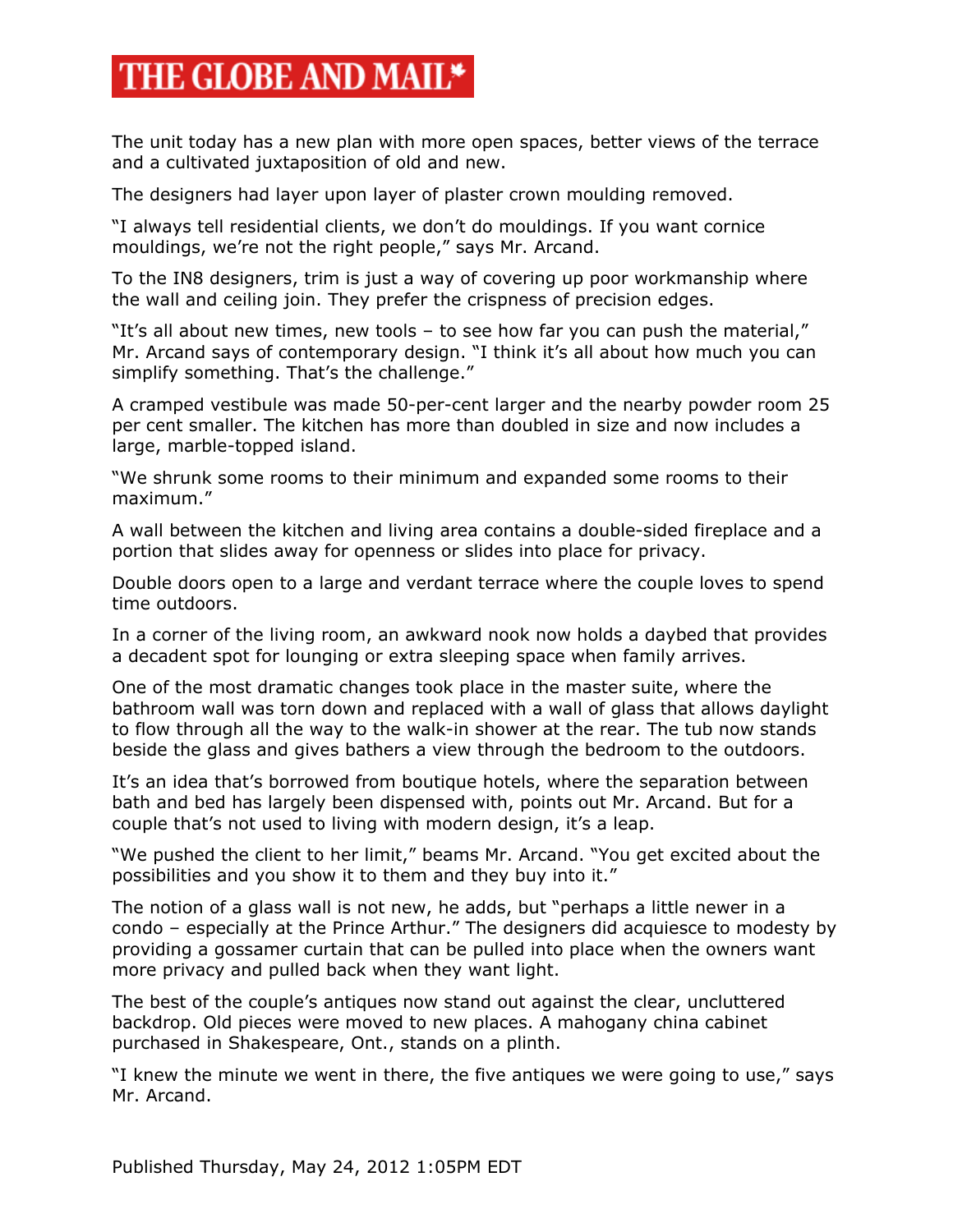The unit today has a new plan with more open spaces, better views of the terrace and a cultivated juxtaposition of old and new.

The designers had layer upon layer of plaster crown moulding removed.

"I always tell residential clients, we don't do mouldings. If you want cornice mouldings, we're not the right people," says Mr. Arcand.

To the IN8 designers, trim is just a way of covering up poor workmanship where the wall and ceiling join. They prefer the crispness of precision edges.

"It's all about new times, new tools – to see how far you can push the material," Mr. Arcand says of contemporary design. "I think it's all about how much you can simplify something. That's the challenge."

A cramped vestibule was made 50-per-cent larger and the nearby powder room 25 per cent smaller. The kitchen has more than doubled in size and now includes a large, marble-topped island.

"We shrunk some rooms to their minimum and expanded some rooms to their maximum."

A wall between the kitchen and living area contains a double-sided fireplace and a portion that slides away for openness or slides into place for privacy.

Double doors open to a large and verdant terrace where the couple loves to spend time outdoors.

In a corner of the living room, an awkward nook now holds a daybed that provides a decadent spot for lounging or extra sleeping space when family arrives.

One of the most dramatic changes took place in the master suite, where the bathroom wall was torn down and replaced with a wall of glass that allows daylight to flow through all the way to the walk-in shower at the rear. The tub now stands beside the glass and gives bathers a view through the bedroom to the outdoors.

It's an idea that's borrowed from boutique hotels, where the separation between bath and bed has largely been dispensed with, points out Mr. Arcand. But for a couple that's not used to living with modern design, it's a leap.

"We pushed the client to her limit," beams Mr. Arcand. "You get excited about the possibilities and you show it to them and they buy into it."

The notion of a glass wall is not new, he adds, but "perhaps a little newer in a condo – especially at the Prince Arthur." The designers did acquiesce to modesty by providing a gossamer curtain that can be pulled into place when the owners want more privacy and pulled back when they want light.

The best of the couple's antiques now stand out against the clear, uncluttered backdrop. Old pieces were moved to new places. A mahogany china cabinet purchased in Shakespeare, Ont., stands on a plinth.

"I knew the minute we went in there, the five antiques we were going to use," says Mr. Arcand.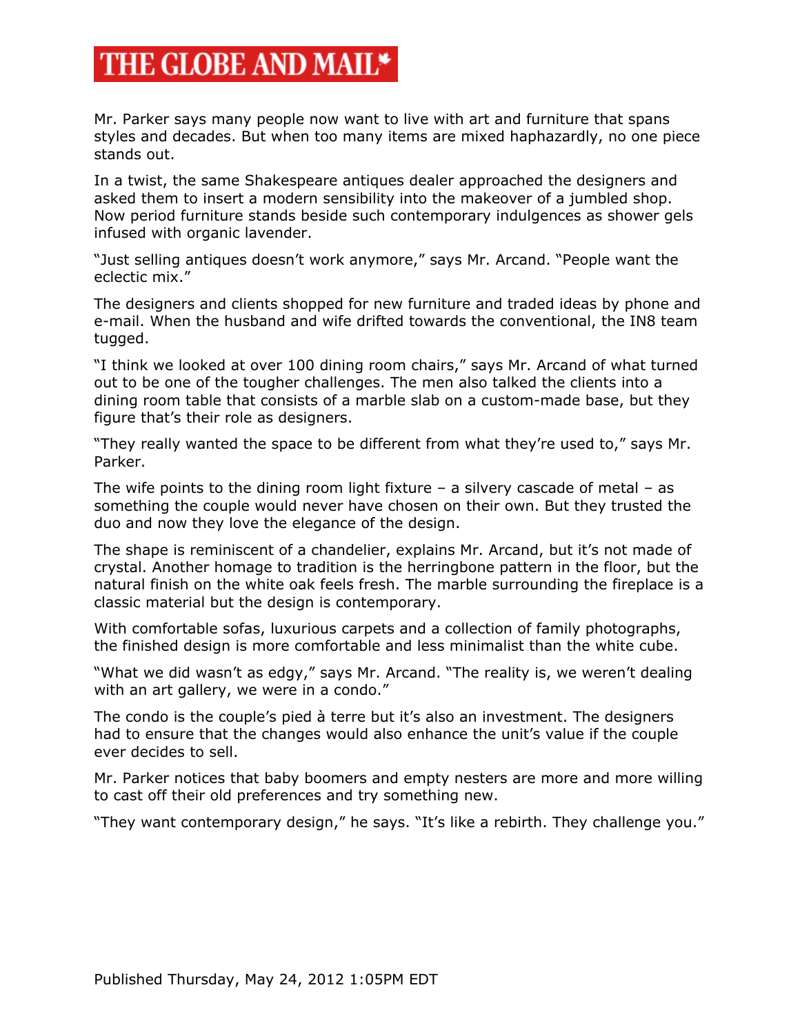Mr. Parker says many people now want to live with art and furniture that spans styles and decades. But when too many items are mixed haphazardly, no one piece stands out.

In a twist, the same Shakespeare antiques dealer approached the designers and asked them to insert a modern sensibility into the makeover of a jumbled shop. Now period furniture stands beside such contemporary indulgences as shower gels infused with organic lavender.

"Just selling antiques doesn't work anymore," says Mr. Arcand. "People want the eclectic mix."

The designers and clients shopped for new furniture and traded ideas by phone and e-mail. When the husband and wife drifted towards the conventional, the IN8 team tugged.

"I think we looked at over 100 dining room chairs," says Mr. Arcand of what turned out to be one of the tougher challenges. The men also talked the clients into a dining room table that consists of a marble slab on a custom-made base, but they figure that's their role as designers.

"They really wanted the space to be different from what they're used to," says Mr. Parker.

The wife points to the dining room light fixture – a silvery cascade of metal – as something the couple would never have chosen on their own. But they trusted the duo and now they love the elegance of the design.

The shape is reminiscent of a chandelier, explains Mr. Arcand, but it's not made of crystal. Another homage to tradition is the herringbone pattern in the floor, but the natural finish on the white oak feels fresh. The marble surrounding the fireplace is a classic material but the design is contemporary.

With comfortable sofas, luxurious carpets and a collection of family photographs, the finished design is more comfortable and less minimalist than the white cube.

"What we did wasn't as edgy," says Mr. Arcand. "The reality is, we weren't dealing with an art gallery, we were in a condo."

The condo is the couple's pied à terre but it's also an investment. The designers had to ensure that the changes would also enhance the unit's value if the couple ever decides to sell.

Mr. Parker notices that baby boomers and empty nesters are more and more willing to cast off their old preferences and try something new.

"They want contemporary design," he says. "It's like a rebirth. They challenge you."

Published Thursday, May 24, 2012 1:05PM EDT